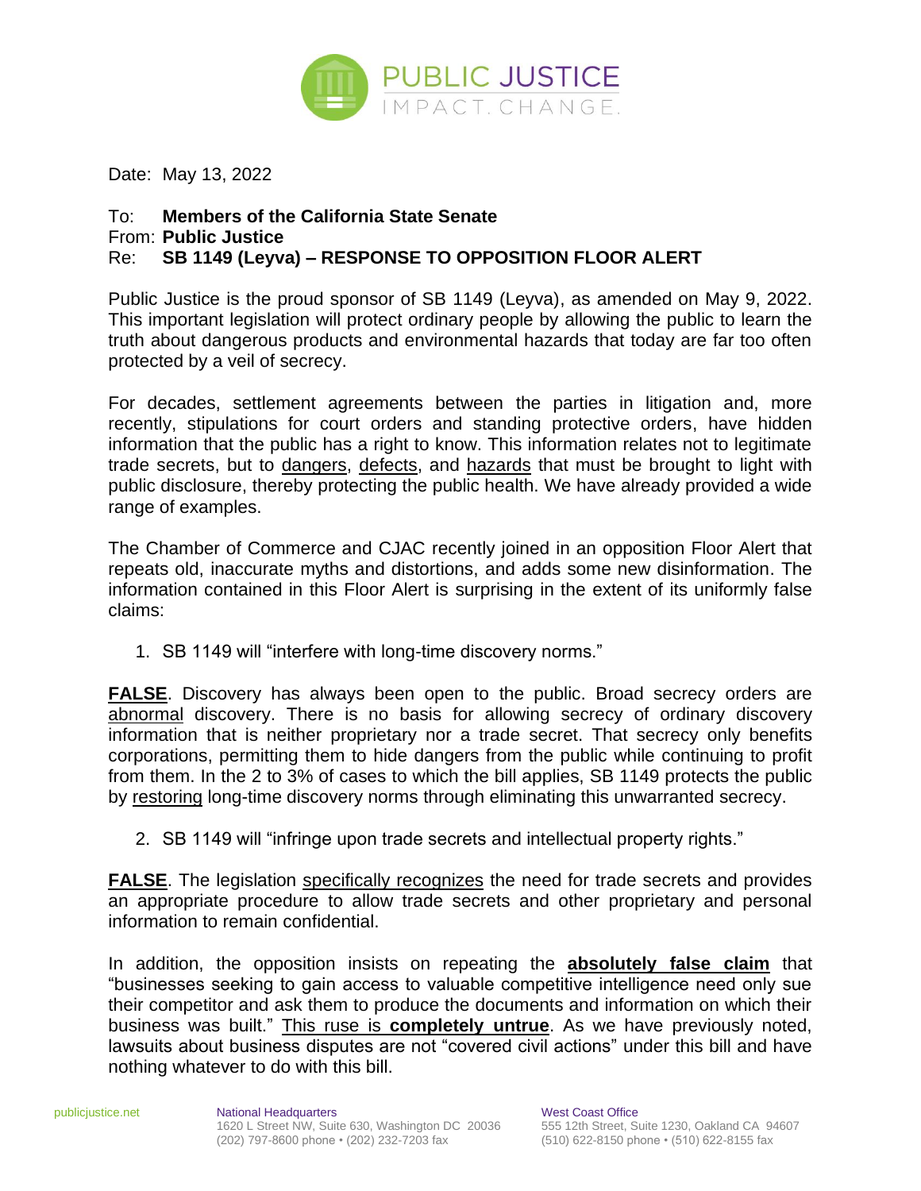Date: May 13, 2022

To: **Members of the California State Senate**
From: **Public Justice**
Re: **SB 1149 (Leyva) – RESPONSE TO OPPOSITION FLOOR ALERT**

Public Justice is the proud sponsor of SB 1149 (Leyva), as amended on May 9, 2022. This important legislation will protect ordinary people by allowing the public to learn the truth about dangerous products and environmental hazards that today are far too often protected by a veil of secrecy.

For decades, settlement agreements between the parties in litigation and, more recently, stipulations for court orders and standing protective orders, have hidden information that the public has a right to know. This information relates not to legitimate trade secrets, but to dangers, defects, and hazards that must be brought to light with public disclosure, thereby protecting the public health. We have already provided a wide range of examples.

The Chamber of Commerce and CJAC recently joined in an opposition Floor Alert that repeats old, inaccurate myths and distortions, and adds some new disinformation. The information contained in this Floor Alert is surprising in the extent of its uniformly false claims:

1. SB 1149 will "interfere with long-time discovery norms."

**FALSE**. Discovery has always been open to the public. Broad secrecy orders are abnormal discovery. There is no basis for allowing secrecy of ordinary discovery information that is neither proprietary nor a trade secret. That secrecy only benefits corporations, permitting them to hide dangers from the public while continuing to profit from them. In the 2 to 3% of cases to which the bill applies, SB 1149 protects the public by restoring long-time discovery norms through eliminating this unwarranted secrecy.

2. SB 1149 will "infringe upon trade secrets and intellectual property rights."

**FALSE**. The legislation specifically recognizes the need for trade secrets and provides an appropriate procedure to allow trade secrets and other proprietary and personal information to remain confidential.

In addition, the opposition insists on repeating the **absolutely false claim** that "businesses seeking to gain access to valuable competitive intelligence need only sue their competitor and ask them to produce the documents and information on which their business was built." This ruse is **completely untrue**. As we have previously noted, lawsuits about business disputes are not "covered civil actions" under this bill and have nothing whatever to do with this bill.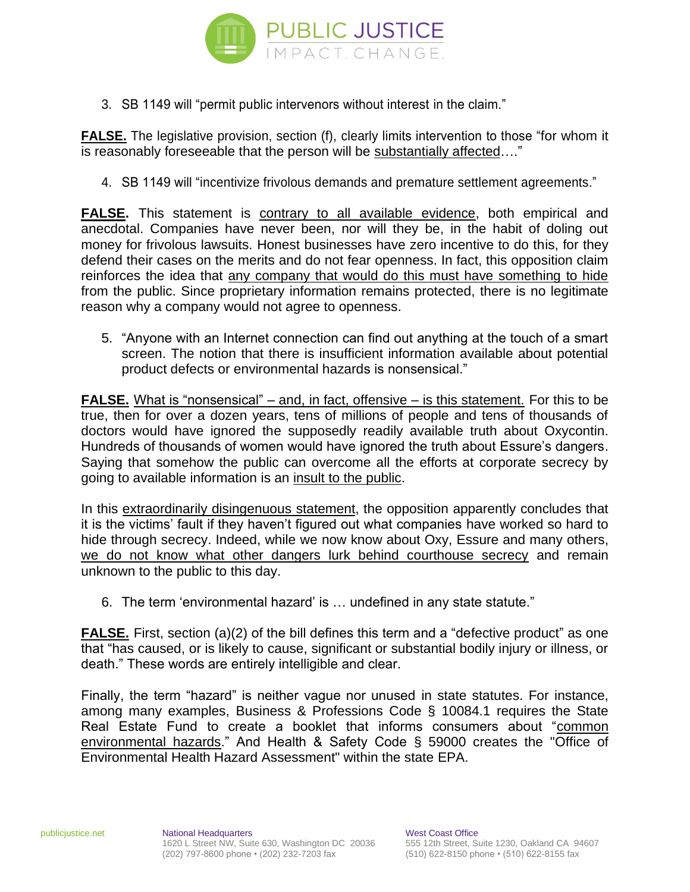3. SB 1149 will "permit public intervenors without interest in the claim."

**FALSE.** The legislative provision, section (f), clearly limits intervention to those "for whom it is reasonably foreseeable that the person will be substantially affected…."

4. SB 1149 will "incentivize frivolous demands and premature settlement agreements."

**FALSE.** This statement is contrary to all available evidence, both empirical and anecdotal. Companies have never been, nor will they be, in the habit of doling out money for frivolous lawsuits. Honest businesses have zero incentive to do this, for they defend their cases on the merits and do not fear openness. In fact, this opposition claim reinforces the idea that any company that would do this must have something to hide from the public. Since proprietary information remains protected, there is no legitimate reason why a company would not agree to openness.

5. "Anyone with an Internet connection can find out anything at the touch of a smart screen. The notion that there is insufficient information available about potential product defects or environmental hazards is nonsensical."

**FALSE.** What is "nonsensical" – and, in fact, offensive – is this statement. For this to be true, then for over a dozen years, tens of millions of people and tens of thousands of doctors would have ignored the supposedly readily available truth about Oxycontin. Hundreds of thousands of women would have ignored the truth about Essure's dangers. Saying that somehow the public can overcome all the efforts at corporate secrecy by going to available information is an insult to the public.

In this extraordinarily disingenuous statement, the opposition apparently concludes that it is the victims' fault if they haven't figured out what companies have worked so hard to hide through secrecy. Indeed, while we now know about Oxy, Essure and many others, we do not know what other dangers lurk behind courthouse secrecy and remain unknown to the public to this day.

6. The term 'environmental hazard' is … undefined in any state statute."

**FALSE.** First, section (a)(2) of the bill defines this term and a "defective product" as one that "has caused, or is likely to cause, significant or substantial bodily injury or illness, or death." These words are entirely intelligible and clear.

Finally, the term "hazard" is neither vague nor unused in state statutes. For instance, among many examples, Business & Professions Code § 10084.1 requires the State Real Estate Fund to create a booklet that informs consumers about "common environmental hazards." And Health & Safety Code § 59000 creates the "Office of Environmental Health Hazard Assessment" within the state EPA.